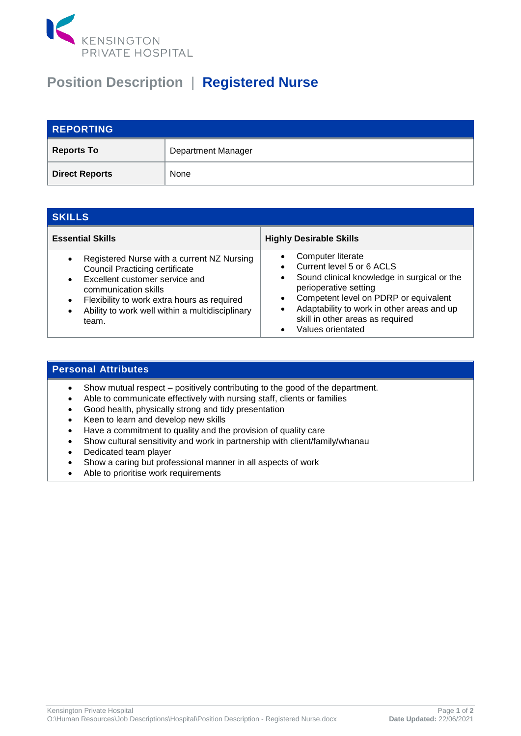KENSINGTON
PRIVATE HOSPITAL

# Position Description | Registered Nurse

| REPORTING | |
|---|---|
| **Reports To** | Department Manager |
| **Direct Reports** | None |

## SKILLS

| Essential Skills | Highly Desirable Skills |
|---|---|
| • Registered Nurse with a current NZ Nursing Council Practicing certificate<br>• Excellent customer service and communication skills<br>• Flexibility to work extra hours as required<br>• Ability to work well within a multidisciplinary team. | • Computer literate<br>• Current level 5 or 6 ACLS<br>• Sound clinical knowledge in surgical or the perioperative setting<br>• Competent level on PDRP or equivalent<br>• Adaptability to work in other areas and up skill in other areas as required<br>• Values orientated |

## Personal Attributes

- Show mutual respect – positively contributing to the good of the department.
- Able to communicate effectively with nursing staff, clients or families
- Good health, physically strong and tidy presentation
- Keen to learn and develop new skills
- Have a commitment to quality and the provision of quality care
- Show cultural sensitivity and work in partnership with client/family/whanau
- Dedicated team player
- Show a caring but professional manner in all aspects of work
- Able to prioritise work requirements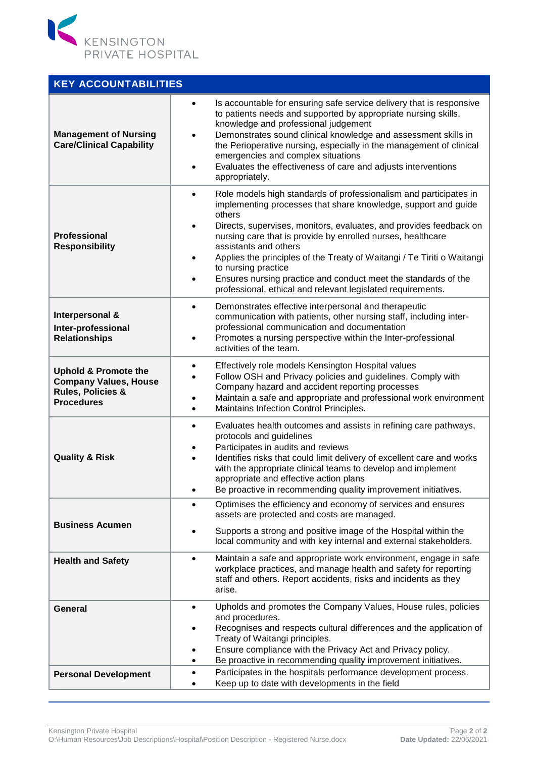KENSINGTON PRIVATE HOSPITAL

| KEY ACCOUNTABILITIES | |
|---|---|
| **Management of Nursing Care/Clinical Capability** | • Is accountable for ensuring safe service delivery that is responsive to patients needs and supported by appropriate nursing skills, knowledge and professional judgement<br>• Demonstrates sound clinical knowledge and assessment skills in the Perioperative nursing, especially in the management of clinical emergencies and complex situations<br>• Evaluates the effectiveness of care and adjusts interventions appropriately. |
| **Professional Responsibility** | • Role models high standards of professionalism and participates in implementing processes that share knowledge, support and guide others<br>• Directs, supervises, monitors, evaluates, and provides feedback on nursing care that is provide by enrolled nurses, healthcare assistants and others<br>• Applies the principles of the Treaty of Waitangi / Te Tiriti o Waitangi to nursing practice<br>• Ensures nursing practice and conduct meet the standards of the professional, ethical and relevant legislated requirements. |
| **Interpersonal & Inter-professional Relationships** | • Demonstrates effective interpersonal and therapeutic communication with patients, other nursing staff, including inter-professional communication and documentation<br>• Promotes a nursing perspective within the Inter-professional activities of the team. |
| **Uphold & Promote the Company Values, House Rules, Policies & Procedures** | • Effectively role models Kensington Hospital values<br>• Follow OSH and Privacy policies and guidelines. Comply with Company hazard and accident reporting processes<br>• Maintain a safe and appropriate and professional work environment<br>• Maintains Infection Control Principles. |
| **Quality & Risk** | • Evaluates health outcomes and assists in refining care pathways, protocols and guidelines<br>• Participates in audits and reviews<br>• Identifies risks that could limit delivery of excellent care and works with the appropriate clinical teams to develop and implement appropriate and effective action plans<br>• Be proactive in recommending quality improvement initiatives. |
| **Business Acumen** | • Optimises the efficiency and economy of services and ensures assets are protected and costs are managed.<br>• Supports a strong and positive image of the Hospital within the local community and with key internal and external stakeholders. |
| **Health and Safety** | • Maintain a safe and appropriate work environment, engage in safe workplace practices, and manage health and safety for reporting staff and others. Report accidents, risks and incidents as they arise. |
| **General** | • Upholds and promotes the Company Values, House rules, policies and procedures.<br>• Recognises and respects cultural differences and the application of Treaty of Waitangi principles.<br>• Ensure compliance with the Privacy Act and Privacy policy.<br>• Be proactive in recommending quality improvement initiatives. |
| **Personal Development** | • Participates in the hospitals performance development process.<br>• Keep up to date with developments in the field |

Kensington Private Hospital
O:\Human Resources\Job Descriptions\Hospital\Position Description - Registered Nurse.docx
**Date Updated:** 22/06/2021